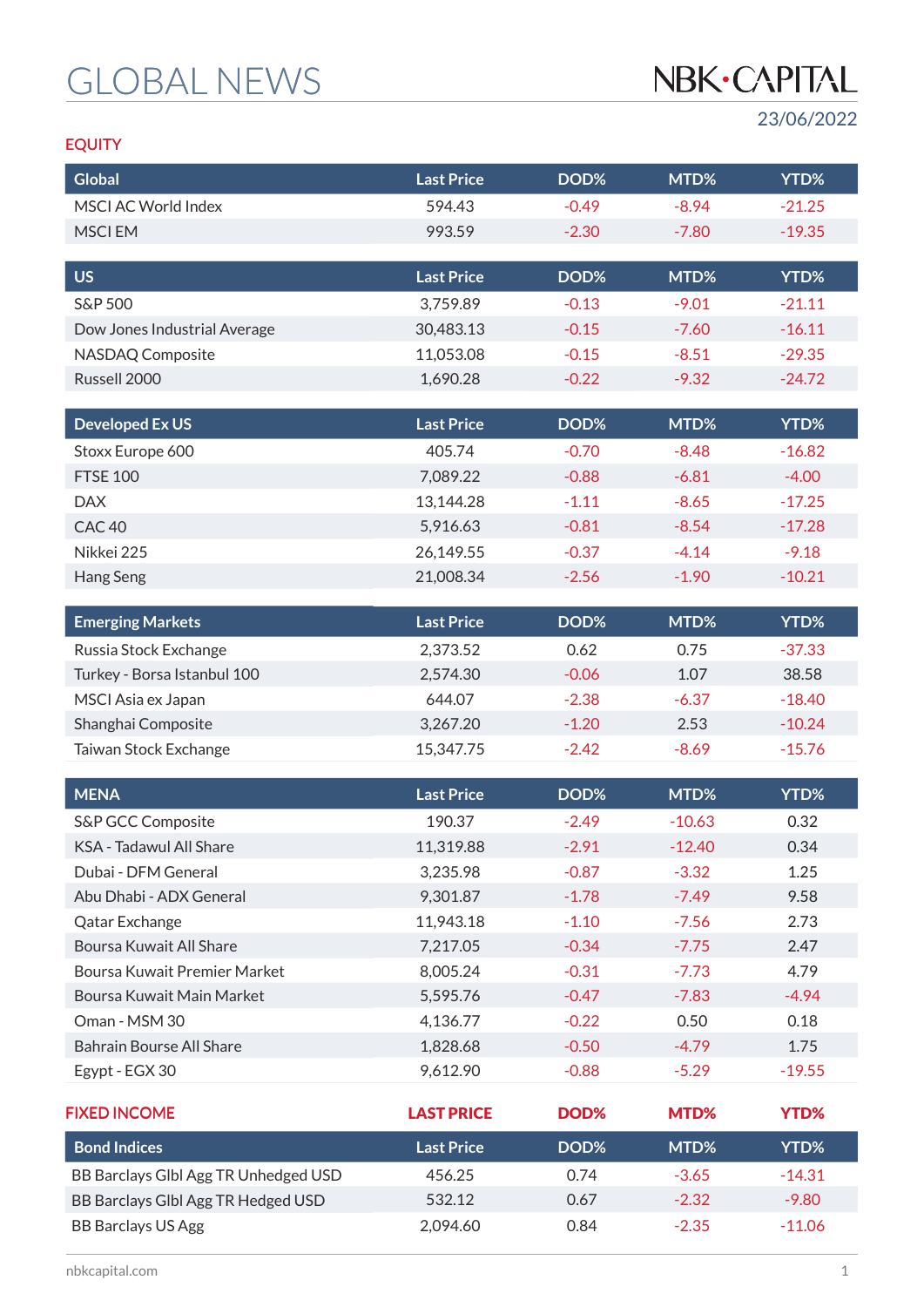# GLOBAL NEWS

NBK·CAPITAL

23/06/2022

## EQUITY

| Global | Last Price | DOD% | MTD% | YTD% |
|---|---|---|---|---|
| MSCI AC World Index | 594.43 | -0.49 | -8.94 | -21.25 |
| MSCI EM | 993.59 | -2.30 | -7.80 | -19.35 |

| US | Last Price | DOD% | MTD% | YTD% |
|---|---|---|---|---|
| S&P 500 | 3,759.89 | -0.13 | -9.01 | -21.11 |
| Dow Jones Industrial Average | 30,483.13 | -0.15 | -7.60 | -16.11 |
| NASDAQ Composite | 11,053.08 | -0.15 | -8.51 | -29.35 |
| Russell 2000 | 1,690.28 | -0.22 | -9.32 | -24.72 |

| Developed Ex US | Last Price | DOD% | MTD% | YTD% |
|---|---|---|---|---|
| Stoxx Europe 600 | 405.74 | -0.70 | -8.48 | -16.82 |
| FTSE 100 | 7,089.22 | -0.88 | -6.81 | -4.00 |
| DAX | 13,144.28 | -1.11 | -8.65 | -17.25 |
| CAC 40 | 5,916.63 | -0.81 | -8.54 | -17.28 |
| Nikkei 225 | 26,149.55 | -0.37 | -4.14 | -9.18 |
| Hang Seng | 21,008.34 | -2.56 | -1.90 | -10.21 |

| Emerging Markets | Last Price | DOD% | MTD% | YTD% |
|---|---|---|---|---|
| Russia Stock Exchange | 2,373.52 | 0.62 | 0.75 | -37.33 |
| Turkey - Borsa Istanbul 100 | 2,574.30 | -0.06 | 1.07 | 38.58 |
| MSCI Asia ex Japan | 644.07 | -2.38 | -6.37 | -18.40 |
| Shanghai Composite | 3,267.20 | -1.20 | 2.53 | -10.24 |
| Taiwan Stock Exchange | 15,347.75 | -2.42 | -8.69 | -15.76 |

| MENA | Last Price | DOD% | MTD% | YTD% |
|---|---|---|---|---|
| S&P GCC Composite | 190.37 | -2.49 | -10.63 | 0.32 |
| KSA - Tadawul All Share | 11,319.88 | -2.91 | -12.40 | 0.34 |
| Dubai - DFM General | 3,235.98 | -0.87 | -3.32 | 1.25 |
| Abu Dhabi - ADX General | 9,301.87 | -1.78 | -7.49 | 9.58 |
| Qatar Exchange | 11,943.18 | -1.10 | -7.56 | 2.73 |
| Boursa Kuwait All Share | 7,217.05 | -0.34 | -7.75 | 2.47 |
| Boursa Kuwait Premier Market | 8,005.24 | -0.31 | -7.73 | 4.79 |
| Boursa Kuwait Main Market | 5,595.76 | -0.47 | -7.83 | -4.94 |
| Oman - MSM 30 | 4,136.77 | -0.22 | 0.50 | 0.18 |
| Bahrain Bourse All Share | 1,828.68 | -0.50 | -4.79 | 1.75 |
| Egypt - EGX 30 | 9,612.90 | -0.88 | -5.29 | -19.55 |

## FIXED INCOME

| Bond Indices | Last Price | DOD% | MTD% | YTD% |
|---|---|---|---|---|
| BB Barclays Glbl Agg TR Unhedged USD | 456.25 | 0.74 | -3.65 | -14.31 |
| BB Barclays Glbl Agg TR Hedged USD | 532.12 | 0.67 | -2.32 | -9.80 |
| BB Barclays US Agg | 2,094.60 | 0.84 | -2.35 | -11.06 |

nbkcapital.com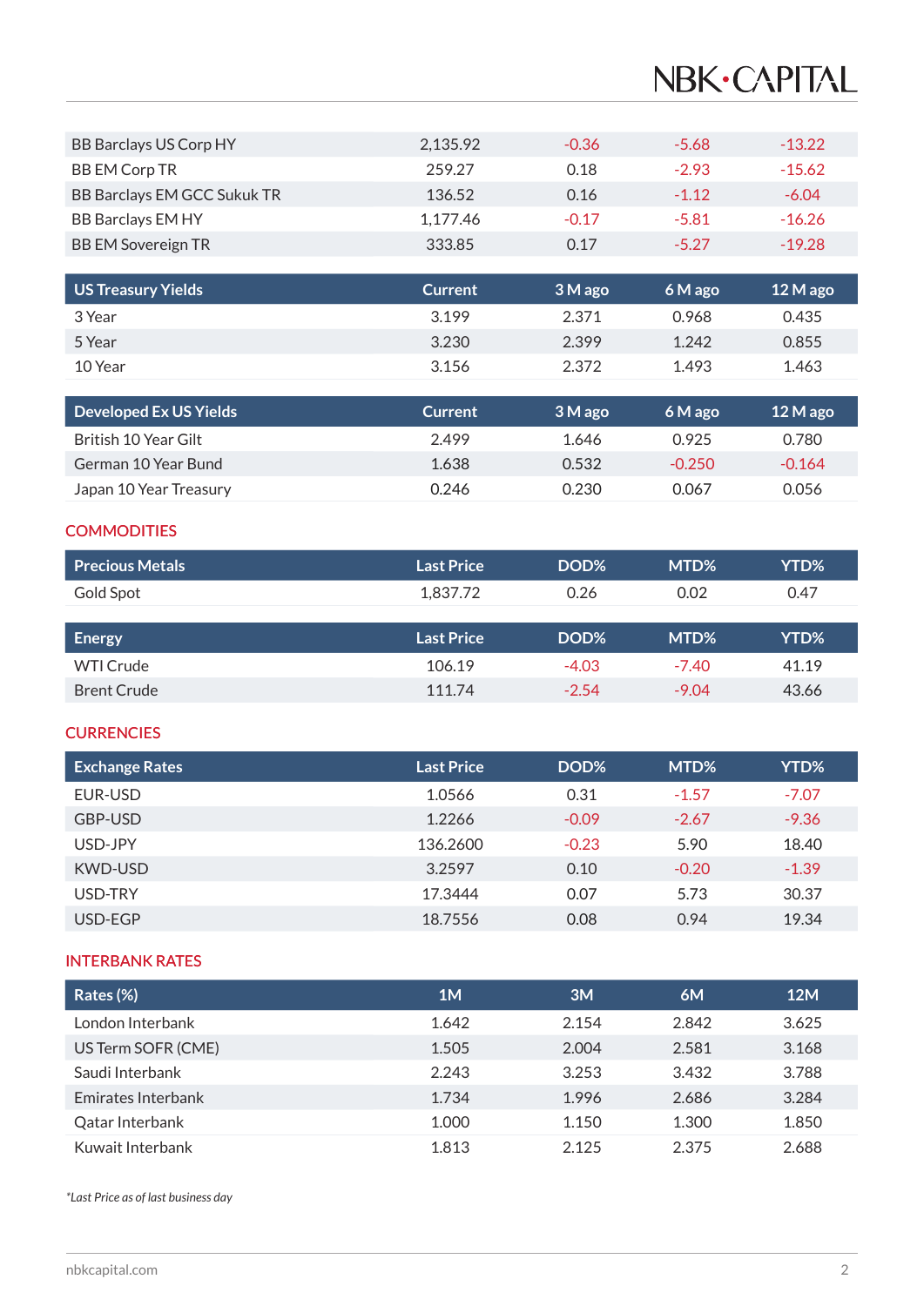| | | | | |
|---|---|---|---|---|
| BB Barclays US Corp HY | 2,135.92 | -0.36 | -5.68 | -13.22 |
| BB EM Corp TR | 259.27 | 0.18 | -2.93 | -15.62 |
| BB Barclays EM GCC Sukuk TR | 136.52 | 0.16 | -1.12 | -6.04 |
| BB Barclays EM HY | 1,177.46 | -0.17 | -5.81 | -16.26 |
| BB EM Sovereign TR | 333.85 | 0.17 | -5.27 | -19.28 |

| US Treasury Yields | Current | 3 M ago | 6 M ago | 12 M ago |
|---|---|---|---|---|
| 3 Year | 3.199 | 2.371 | 0.968 | 0.435 |
| 5 Year | 3.230 | 2.399 | 1.242 | 0.855 |
| 10 Year | 3.156 | 2.372 | 1.493 | 1.463 |

| Developed Ex US Yields | Current | 3 M ago | 6 M ago | 12 M ago |
|---|---|---|---|---|
| British 10 Year Gilt | 2.499 | 1.646 | 0.925 | 0.780 |
| German 10 Year Bund | 1.638 | 0.532 | -0.250 | -0.164 |
| Japan 10 Year Treasury | 0.246 | 0.230 | 0.067 | 0.056 |

## COMMODITIES

| Precious Metals | Last Price | DOD% | MTD% | YTD% |
|---|---|---|---|---|
| Gold Spot | 1,837.72 | 0.26 | 0.02 | 0.47 |

| Energy | Last Price | DOD% | MTD% | YTD% |
|---|---|---|---|---|
| WTI Crude | 106.19 | -4.03 | -7.40 | 41.19 |
| Brent Crude | 111.74 | -2.54 | -9.04 | 43.66 |

## CURRENCIES

| Exchange Rates | Last Price | DOD% | MTD% | YTD% |
|---|---|---|---|---|
| EUR-USD | 1.0566 | 0.31 | -1.57 | -7.07 |
| GBP-USD | 1.2266 | -0.09 | -2.67 | -9.36 |
| USD-JPY | 136.2600 | -0.23 | 5.90 | 18.40 |
| KWD-USD | 3.2597 | 0.10 | -0.20 | -1.39 |
| USD-TRY | 17.3444 | 0.07 | 5.73 | 30.37 |
| USD-EGP | 18.7556 | 0.08 | 0.94 | 19.34 |

## INTERBANK RATES

| Rates (%) | 1M | 3M | 6M | 12M |
|---|---|---|---|---|
| London Interbank | 1.642 | 2.154 | 2.842 | 3.625 |
| US Term SOFR (CME) | 1.505 | 2.004 | 2.581 | 3.168 |
| Saudi Interbank | 2.243 | 3.253 | 3.432 | 3.788 |
| Emirates Interbank | 1.734 | 1.996 | 2.686 | 3.284 |
| Qatar Interbank | 1.000 | 1.150 | 1.300 | 1.850 |
| Kuwait Interbank | 1.813 | 2.125 | 2.375 | 2.688 |

*Last Price as of last business day*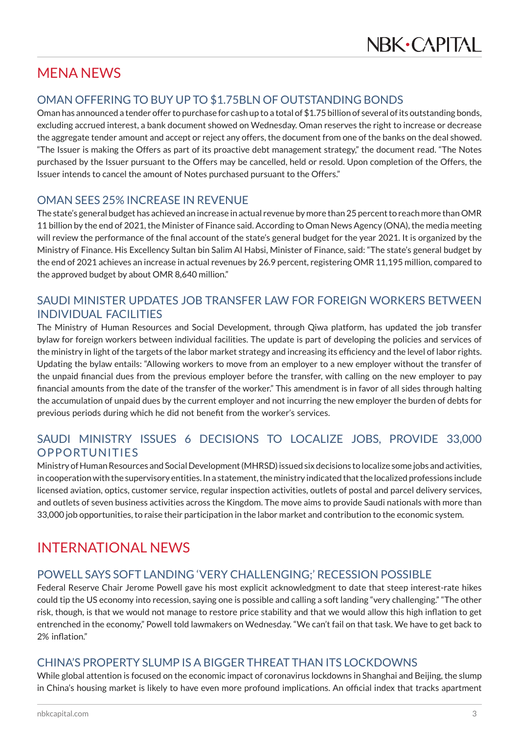## MENA NEWS

### OMAN OFFERING TO BUY UP TO $1.75BLN OF OUTSTANDING BONDS

Oman has announced a tender offer to purchase for cash up to a total of $1.75 billion of several of its outstanding bonds, excluding accrued interest, a bank document showed on Wednesday. Oman reserves the right to increase or decrease the aggregate tender amount and accept or reject any offers, the document from one of the banks on the deal showed. "The Issuer is making the Offers as part of its proactive debt management strategy," the document read. "The Notes purchased by the Issuer pursuant to the Offers may be cancelled, held or resold. Upon completion of the Offers, the Issuer intends to cancel the amount of Notes purchased pursuant to the Offers."

### OMAN SEES 25% INCREASE IN REVENUE

The state's general budget has achieved an increase in actual revenue by more than 25 percent to reach more than OMR 11 billion by the end of 2021, the Minister of Finance said. According to Oman News Agency (ONA), the media meeting will review the performance of the final account of the state's general budget for the year 2021. It is organized by the Ministry of Finance. His Excellency Sultan bin Salim Al Habsi, Minister of Finance, said: "The state's general budget by the end of 2021 achieves an increase in actual revenues by 26.9 percent, registering OMR 11,195 million, compared to the approved budget by about OMR 8,640 million."

### SAUDI MINISTER UPDATES JOB TRANSFER LAW FOR FOREIGN WORKERS BETWEEN INDIVIDUAL FACILITIES

The Ministry of Human Resources and Social Development, through Qiwa platform, has updated the job transfer bylaw for foreign workers between individual facilities. The update is part of developing the policies and services of the ministry in light of the targets of the labor market strategy and increasing its efficiency and the level of labor rights. Updating the bylaw entails: "Allowing workers to move from an employer to a new employer without the transfer of the unpaid financial dues from the previous employer before the transfer, with calling on the new employer to pay financial amounts from the date of the transfer of the worker." This amendment is in favor of all sides through halting the accumulation of unpaid dues by the current employer and not incurring the new employer the burden of debts for previous periods during which he did not benefit from the worker's services.

### SAUDI MINISTRY ISSUES 6 DECISIONS TO LOCALIZE JOBS, PROVIDE 33,000 OPPORTUNITIES

Ministry of Human Resources and Social Development (MHRSD) issued six decisions to localize some jobs and activities, in cooperation with the supervisory entities. In a statement, the ministry indicated that the localized professions include licensed aviation, optics, customer service, regular inspection activities, outlets of postal and parcel delivery services, and outlets of seven business activities across the Kingdom. The move aims to provide Saudi nationals with more than 33,000 job opportunities, to raise their participation in the labor market and contribution to the economic system.

## INTERNATIONAL NEWS

### POWELL SAYS SOFT LANDING 'VERY CHALLENGING;' RECESSION POSSIBLE

Federal Reserve Chair Jerome Powell gave his most explicit acknowledgment to date that steep interest-rate hikes could tip the US economy into recession, saying one is possible and calling a soft landing "very challenging." "The other risk, though, is that we would not manage to restore price stability and that we would allow this high inflation to get entrenched in the economy," Powell told lawmakers on Wednesday. "We can't fail on that task. We have to get back to 2% inflation."

### CHINA'S PROPERTY SLUMP IS A BIGGER THREAT THAN ITS LOCKDOWNS

While global attention is focused on the economic impact of coronavirus lockdowns in Shanghai and Beijing, the slump in China's housing market is likely to have even more profound implications. An official index that tracks apartment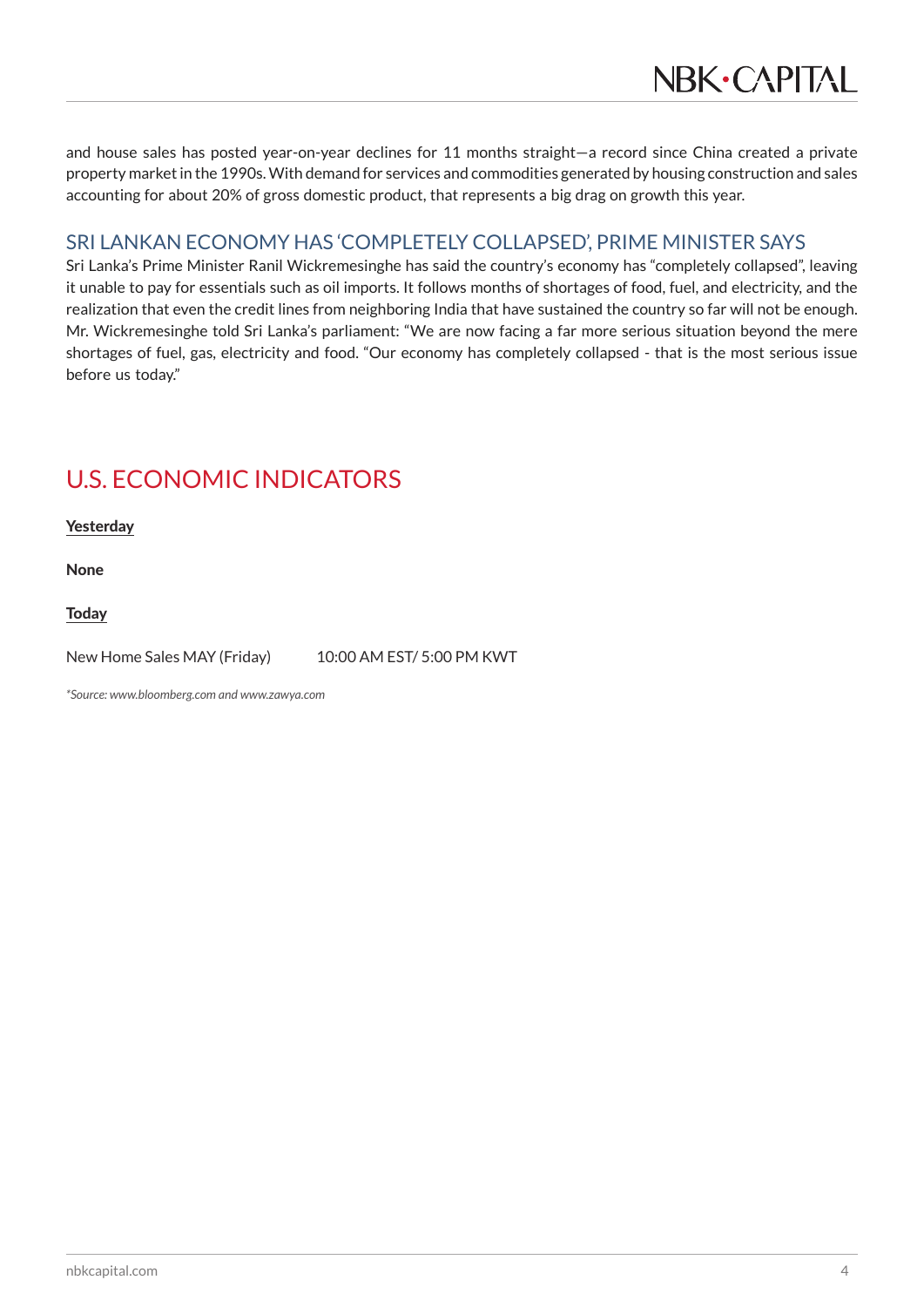and house sales has posted year-on-year declines for 11 months straight—a record since China created a private property market in the 1990s. With demand for services and commodities generated by housing construction and sales accounting for about 20% of gross domestic product, that represents a big drag on growth this year.

## SRI LANKAN ECONOMY HAS 'COMPLETELY COLLAPSED', PRIME MINISTER SAYS

Sri Lanka's Prime Minister Ranil Wickremesinghe has said the country's economy has "completely collapsed", leaving it unable to pay for essentials such as oil imports. It follows months of shortages of food, fuel, and electricity, and the realization that even the credit lines from neighboring India that have sustained the country so far will not be enough. Mr. Wickremesinghe told Sri Lanka's parliament: "We are now facing a far more serious situation beyond the mere shortages of fuel, gas, electricity and food. "Our economy has completely collapsed - that is the most serious issue before us today."

# U.S. ECONOMIC INDICATORS

**Yesterday**

**None**

**Today**

New Home Sales MAY (Friday) 10:00 AM EST/ 5:00 PM KWT

*\*Source: www.bloomberg.com and www.zawya.com*